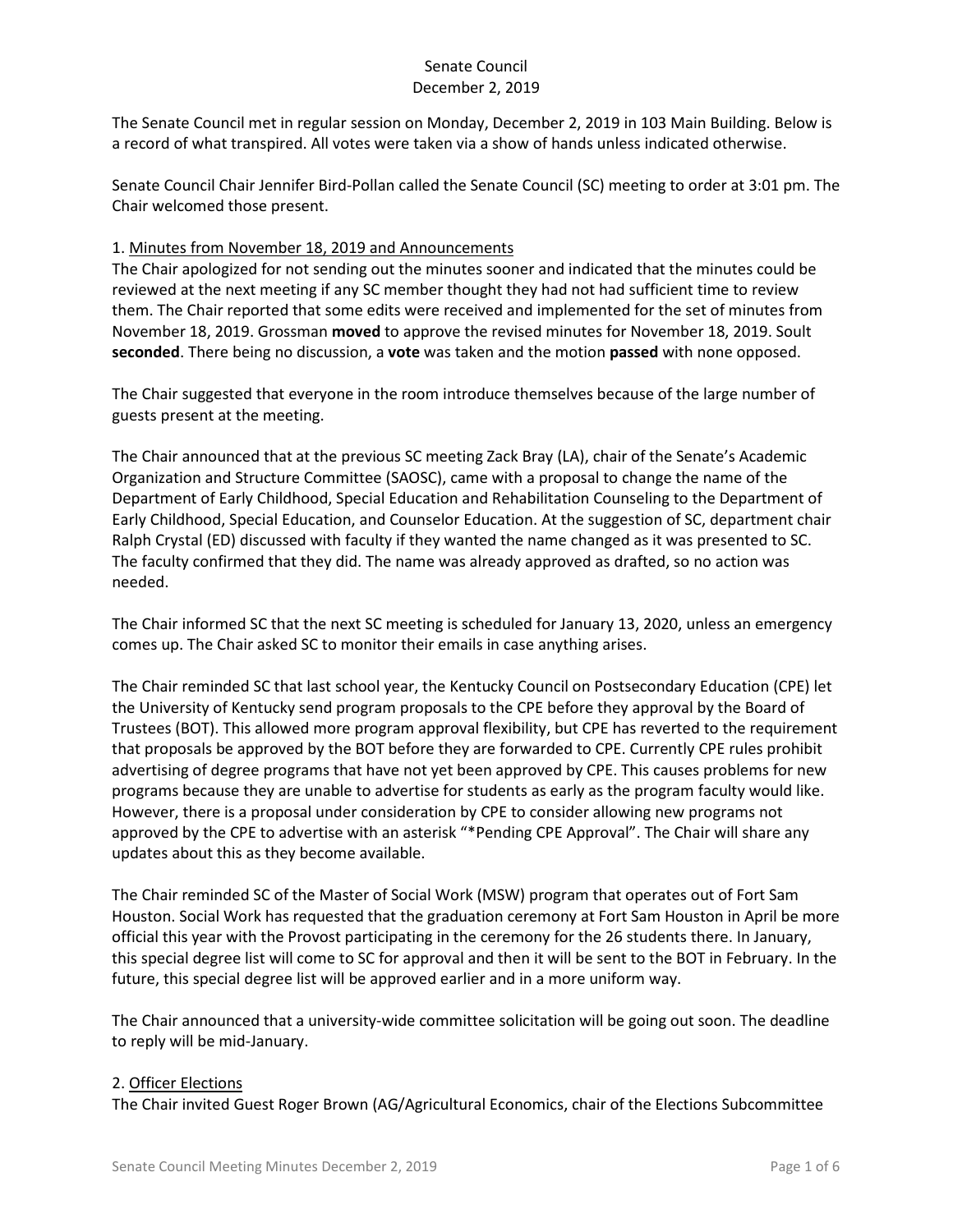# Senate Council
December 2, 2019

The Senate Council met in regular session on Monday, December 2, 2019 in 103 Main Building. Below is a record of what transpired. All votes were taken via a show of hands unless indicated otherwise.

Senate Council Chair Jennifer Bird-Pollan called the Senate Council (SC) meeting to order at 3:01 pm. The Chair welcomed those present.

1. <u>Minutes from November 18, 2019 and Announcements</u>

The Chair apologized for not sending out the minutes sooner and indicated that the minutes could be reviewed at the next meeting if any SC member thought they had not had sufficient time to review them. The Chair reported that some edits were received and implemented for the set of minutes from November 18, 2019. Grossman **moved** to approve the revised minutes for November 18, 2019. Soult **seconded**. There being no discussion, a **vote** was taken and the motion **passed** with none opposed.

The Chair suggested that everyone in the room introduce themselves because of the large number of guests present at the meeting.

The Chair announced that at the previous SC meeting Zack Bray (LA), chair of the Senate's Academic Organization and Structure Committee (SAOSC), came with a proposal to change the name of the Department of Early Childhood, Special Education and Rehabilitation Counseling to the Department of Early Childhood, Special Education, and Counselor Education. At the suggestion of SC, department chair Ralph Crystal (ED) discussed with faculty if they wanted the name changed as it was presented to SC. The faculty confirmed that they did. The name was already approved as drafted, so no action was needed.

The Chair informed SC that the next SC meeting is scheduled for January 13, 2020, unless an emergency comes up. The Chair asked SC to monitor their emails in case anything arises.

The Chair reminded SC that last school year, the Kentucky Council on Postsecondary Education (CPE) let the University of Kentucky send program proposals to the CPE before they approval by the Board of Trustees (BOT). This allowed more program approval flexibility, but CPE has reverted to the requirement that proposals be approved by the BOT before they are forwarded to CPE. Currently CPE rules prohibit advertising of degree programs that have not yet been approved by CPE. This causes problems for new programs because they are unable to advertise for students as early as the program faculty would like. However, there is a proposal under consideration by CPE to consider allowing new programs not approved by the CPE to advertise with an asterisk "*Pending CPE Approval". The Chair will share any updates about this as they become available.

The Chair reminded SC of the Master of Social Work (MSW) program that operates out of Fort Sam Houston. Social Work has requested that the graduation ceremony at Fort Sam Houston in April be more official this year with the Provost participating in the ceremony for the 26 students there. In January, this special degree list will come to SC for approval and then it will be sent to the BOT in February. In the future, this special degree list will be approved earlier and in a more uniform way.

The Chair announced that a university-wide committee solicitation will be going out soon. The deadline to reply will be mid-January.

2. <u>Officer Elections</u>

The Chair invited Guest Roger Brown (AG/Agricultural Economics, chair of the Elections Subcommittee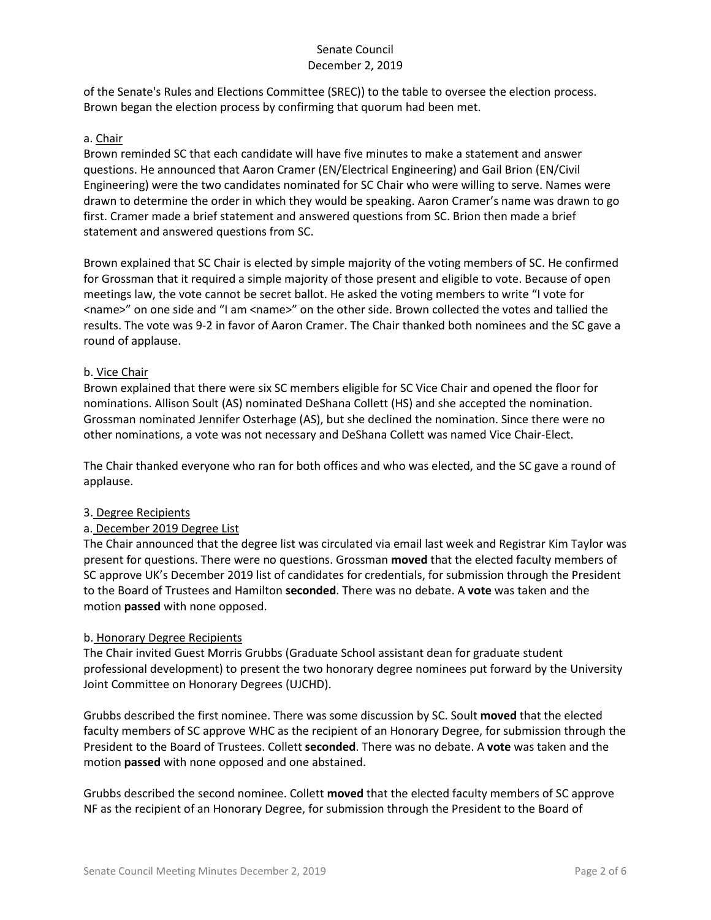of the Senate's Rules and Elections Committee (SREC)) to the table to oversee the election process. Brown began the election process by confirming that quorum had been met.

a. Chair

Brown reminded SC that each candidate will have five minutes to make a statement and answer questions. He announced that Aaron Cramer (EN/Electrical Engineering) and Gail Brion (EN/Civil Engineering) were the two candidates nominated for SC Chair who were willing to serve. Names were drawn to determine the order in which they would be speaking. Aaron Cramer's name was drawn to go first. Cramer made a brief statement and answered questions from SC. Brion then made a brief statement and answered questions from SC.

Brown explained that SC Chair is elected by simple majority of the voting members of SC. He confirmed for Grossman that it required a simple majority of those present and eligible to vote. Because of open meetings law, the vote cannot be secret ballot. He asked the voting members to write "I vote for <name>" on one side and "I am <name>" on the other side. Brown collected the votes and tallied the results. The vote was 9-2 in favor of Aaron Cramer. The Chair thanked both nominees and the SC gave a round of applause.

b. Vice Chair

Brown explained that there were six SC members eligible for SC Vice Chair and opened the floor for nominations. Allison Soult (AS) nominated DeShana Collett (HS) and she accepted the nomination. Grossman nominated Jennifer Osterhage (AS), but she declined the nomination. Since there were no other nominations, a vote was not necessary and DeShana Collett was named Vice Chair-Elect.

The Chair thanked everyone who ran for both offices and who was elected, and the SC gave a round of applause.

3. Degree Recipients

a. December 2019 Degree List

The Chair announced that the degree list was circulated via email last week and Registrar Kim Taylor was present for questions. There were no questions. Grossman **moved** that the elected faculty members of SC approve UK's December 2019 list of candidates for credentials, for submission through the President to the Board of Trustees and Hamilton **seconded**. There was no debate. A **vote** was taken and the motion **passed** with none opposed.

b. Honorary Degree Recipients

The Chair invited Guest Morris Grubbs (Graduate School assistant dean for graduate student professional development) to present the two honorary degree nominees put forward by the University Joint Committee on Honorary Degrees (UJCHD).

Grubbs described the first nominee. There was some discussion by SC. Soult **moved** that the elected faculty members of SC approve WHC as the recipient of an Honorary Degree, for submission through the President to the Board of Trustees. Collett **seconded**. There was no debate. A **vote** was taken and the motion **passed** with none opposed and one abstained.

Grubbs described the second nominee. Collett **moved** that the elected faculty members of SC approve NF as the recipient of an Honorary Degree, for submission through the President to the Board of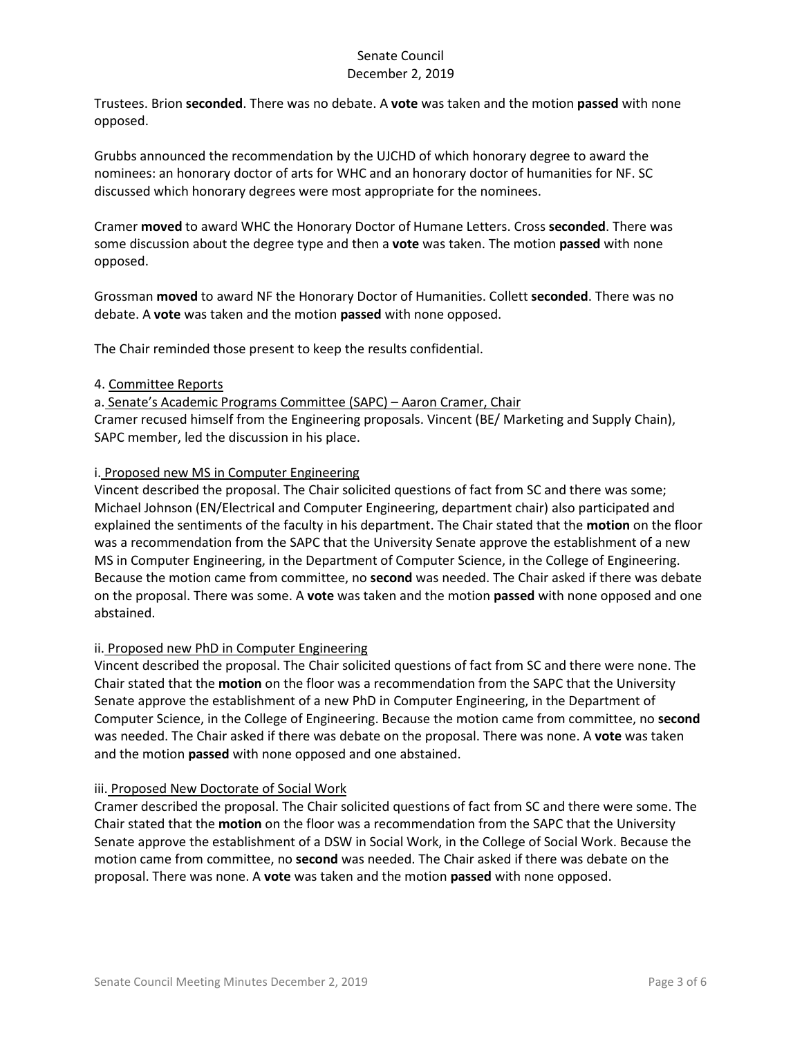Trustees. Brion **seconded**. There was no debate. A **vote** was taken and the motion **passed** with none opposed.

Grubbs announced the recommendation by the UJCHD of which honorary degree to award the nominees: an honorary doctor of arts for WHC and an honorary doctor of humanities for NF. SC discussed which honorary degrees were most appropriate for the nominees.

Cramer **moved** to award WHC the Honorary Doctor of Humane Letters. Cross **seconded**. There was some discussion about the degree type and then a **vote** was taken. The motion **passed** with none opposed.

Grossman **moved** to award NF the Honorary Doctor of Humanities. Collett **seconded**. There was no debate. A **vote** was taken and the motion **passed** with none opposed.

The Chair reminded those present to keep the results confidential.

4. Committee Reports

a. Senate's Academic Programs Committee (SAPC) – Aaron Cramer, Chair

Cramer recused himself from the Engineering proposals. Vincent (BE/ Marketing and Supply Chain), SAPC member, led the discussion in his place.

i. Proposed new MS in Computer Engineering

Vincent described the proposal. The Chair solicited questions of fact from SC and there was some; Michael Johnson (EN/Electrical and Computer Engineering, department chair) also participated and explained the sentiments of the faculty in his department. The Chair stated that the **motion** on the floor was a recommendation from the SAPC that the University Senate approve the establishment of a new MS in Computer Engineering, in the Department of Computer Science, in the College of Engineering. Because the motion came from committee, no **second** was needed. The Chair asked if there was debate on the proposal. There was some. A **vote** was taken and the motion **passed** with none opposed and one abstained.

ii. Proposed new PhD in Computer Engineering

Vincent described the proposal. The Chair solicited questions of fact from SC and there were none. The Chair stated that the **motion** on the floor was a recommendation from the SAPC that the University Senate approve the establishment of a new PhD in Computer Engineering, in the Department of Computer Science, in the College of Engineering. Because the motion came from committee, no **second** was needed. The Chair asked if there was debate on the proposal. There was none. A **vote** was taken and the motion **passed** with none opposed and one abstained.

iii. Proposed New Doctorate of Social Work

Cramer described the proposal. The Chair solicited questions of fact from SC and there were some. The Chair stated that the **motion** on the floor was a recommendation from the SAPC that the University Senate approve the establishment of a DSW in Social Work, in the College of Social Work. Because the motion came from committee, no **second** was needed. The Chair asked if there was debate on the proposal. There was none. A **vote** was taken and the motion **passed** with none opposed.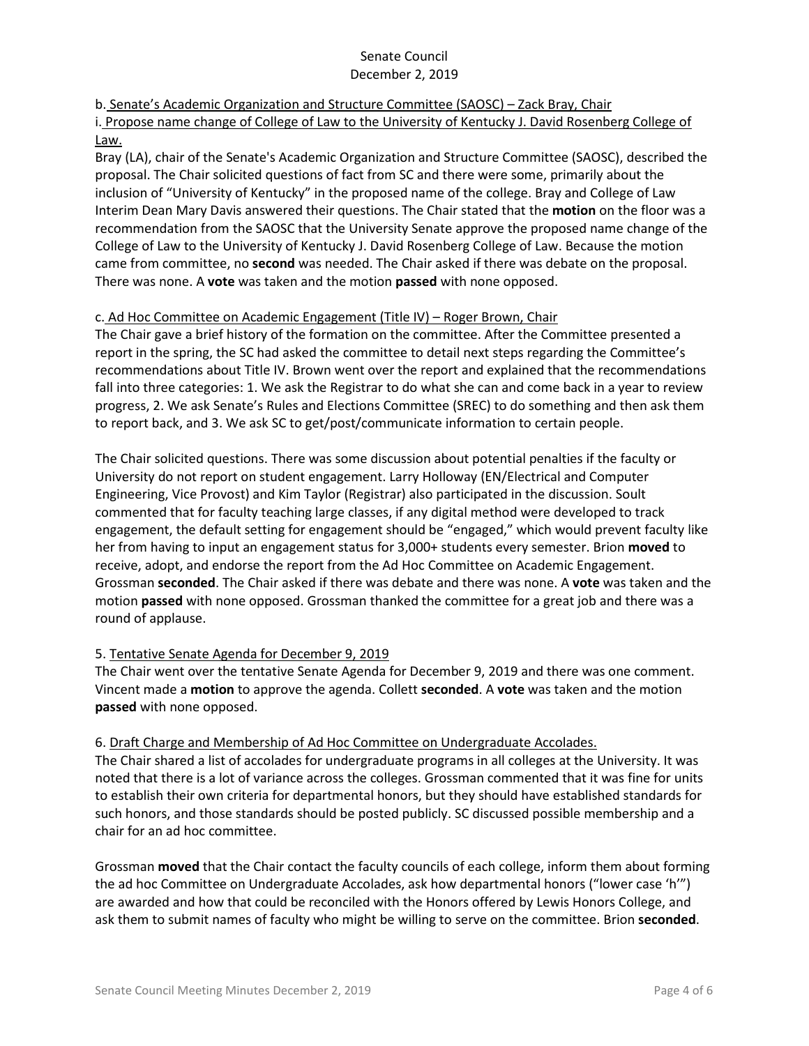b. Senate's Academic Organization and Structure Committee (SAOSC) – Zack Bray, Chair

i. Propose name change of College of Law to the University of Kentucky J. David Rosenberg College of Law.

Bray (LA), chair of the Senate's Academic Organization and Structure Committee (SAOSC), described the proposal. The Chair solicited questions of fact from SC and there were some, primarily about the inclusion of "University of Kentucky" in the proposed name of the college. Bray and College of Law Interim Dean Mary Davis answered their questions. The Chair stated that the **motion** on the floor was a recommendation from the SAOSC that the University Senate approve the proposed name change of the College of Law to the University of Kentucky J. David Rosenberg College of Law. Because the motion came from committee, no **second** was needed. The Chair asked if there was debate on the proposal. There was none. A **vote** was taken and the motion **passed** with none opposed.

c. Ad Hoc Committee on Academic Engagement (Title IV) – Roger Brown, Chair

The Chair gave a brief history of the formation on the committee. After the Committee presented a report in the spring, the SC had asked the committee to detail next steps regarding the Committee's recommendations about Title IV. Brown went over the report and explained that the recommendations fall into three categories: 1. We ask the Registrar to do what she can and come back in a year to review progress, 2. We ask Senate's Rules and Elections Committee (SREC) to do something and then ask them to report back, and 3. We ask SC to get/post/communicate information to certain people.

The Chair solicited questions. There was some discussion about potential penalties if the faculty or University do not report on student engagement. Larry Holloway (EN/Electrical and Computer Engineering, Vice Provost) and Kim Taylor (Registrar) also participated in the discussion. Soult commented that for faculty teaching large classes, if any digital method were developed to track engagement, the default setting for engagement should be "engaged," which would prevent faculty like her from having to input an engagement status for 3,000+ students every semester. Brion **moved** to receive, adopt, and endorse the report from the Ad Hoc Committee on Academic Engagement. Grossman **seconded**. The Chair asked if there was debate and there was none. A **vote** was taken and the motion **passed** with none opposed. Grossman thanked the committee for a great job and there was a round of applause.

5. Tentative Senate Agenda for December 9, 2019

The Chair went over the tentative Senate Agenda for December 9, 2019 and there was one comment. Vincent made a **motion** to approve the agenda. Collett **seconded**. A **vote** was taken and the motion **passed** with none opposed.

6. Draft Charge and Membership of Ad Hoc Committee on Undergraduate Accolades.

The Chair shared a list of accolades for undergraduate programs in all colleges at the University. It was noted that there is a lot of variance across the colleges. Grossman commented that it was fine for units to establish their own criteria for departmental honors, but they should have established standards for such honors, and those standards should be posted publicly. SC discussed possible membership and a chair for an ad hoc committee.

Grossman **moved** that the Chair contact the faculty councils of each college, inform them about forming the ad hoc Committee on Undergraduate Accolades, ask how departmental honors ("lower case 'h'") are awarded and how that could be reconciled with the Honors offered by Lewis Honors College, and ask them to submit names of faculty who might be willing to serve on the committee. Brion **seconded**.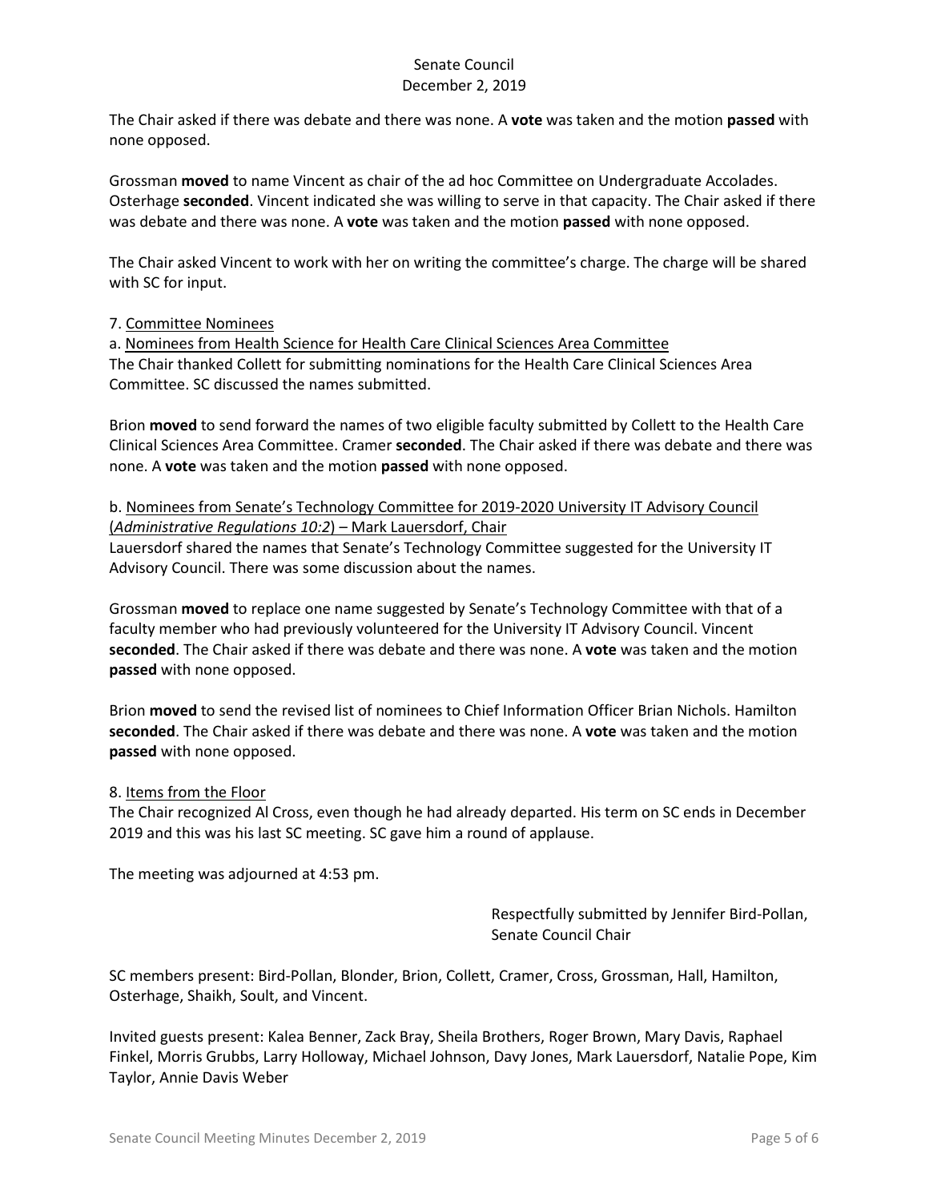The Chair asked if there was debate and there was none. A **vote** was taken and the motion **passed** with none opposed.

Grossman **moved** to name Vincent as chair of the ad hoc Committee on Undergraduate Accolades. Osterhage **seconded**. Vincent indicated she was willing to serve in that capacity. The Chair asked if there was debate and there was none. A **vote** was taken and the motion **passed** with none opposed.

The Chair asked Vincent to work with her on writing the committee's charge. The charge will be shared with SC for input.

7. Committee Nominees

a. Nominees from Health Science for Health Care Clinical Sciences Area Committee

The Chair thanked Collett for submitting nominations for the Health Care Clinical Sciences Area Committee. SC discussed the names submitted.

Brion **moved** to send forward the names of two eligible faculty submitted by Collett to the Health Care Clinical Sciences Area Committee. Cramer **seconded**. The Chair asked if there was debate and there was none. A **vote** was taken and the motion **passed** with none opposed.

b. Nominees from Senate's Technology Committee for 2019-2020 University IT Advisory Council (*Administrative Regulations 10:2*) – Mark Lauersdorf, Chair

Lauersdorf shared the names that Senate's Technology Committee suggested for the University IT Advisory Council. There was some discussion about the names.

Grossman **moved** to replace one name suggested by Senate's Technology Committee with that of a faculty member who had previously volunteered for the University IT Advisory Council. Vincent **seconded**. The Chair asked if there was debate and there was none. A **vote** was taken and the motion **passed** with none opposed.

Brion **moved** to send the revised list of nominees to Chief Information Officer Brian Nichols. Hamilton **seconded**. The Chair asked if there was debate and there was none. A **vote** was taken and the motion **passed** with none opposed.

8. Items from the Floor

The Chair recognized Al Cross, even though he had already departed. His term on SC ends in December 2019 and this was his last SC meeting. SC gave him a round of applause.

The meeting was adjourned at 4:53 pm.

Respectfully submitted by Jennifer Bird-Pollan,
Senate Council Chair

SC members present: Bird-Pollan, Blonder, Brion, Collett, Cramer, Cross, Grossman, Hall, Hamilton, Osterhage, Shaikh, Soult, and Vincent.

Invited guests present: Kalea Benner, Zack Bray, Sheila Brothers, Roger Brown, Mary Davis, Raphael Finkel, Morris Grubbs, Larry Holloway, Michael Johnson, Davy Jones, Mark Lauersdorf, Natalie Pope, Kim Taylor, Annie Davis Weber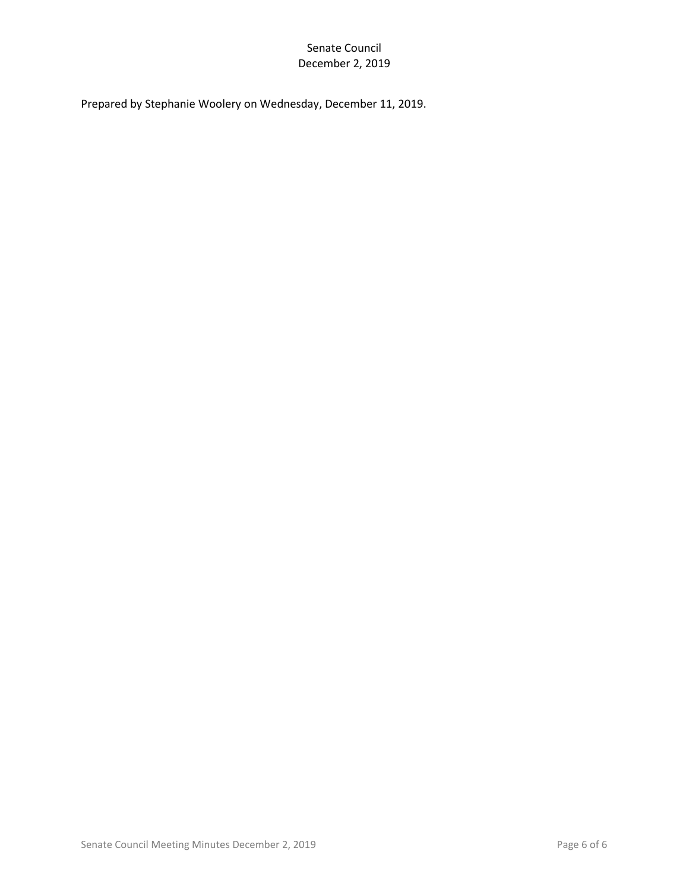Prepared by Stephanie Woolery on Wednesday, December 11, 2019.